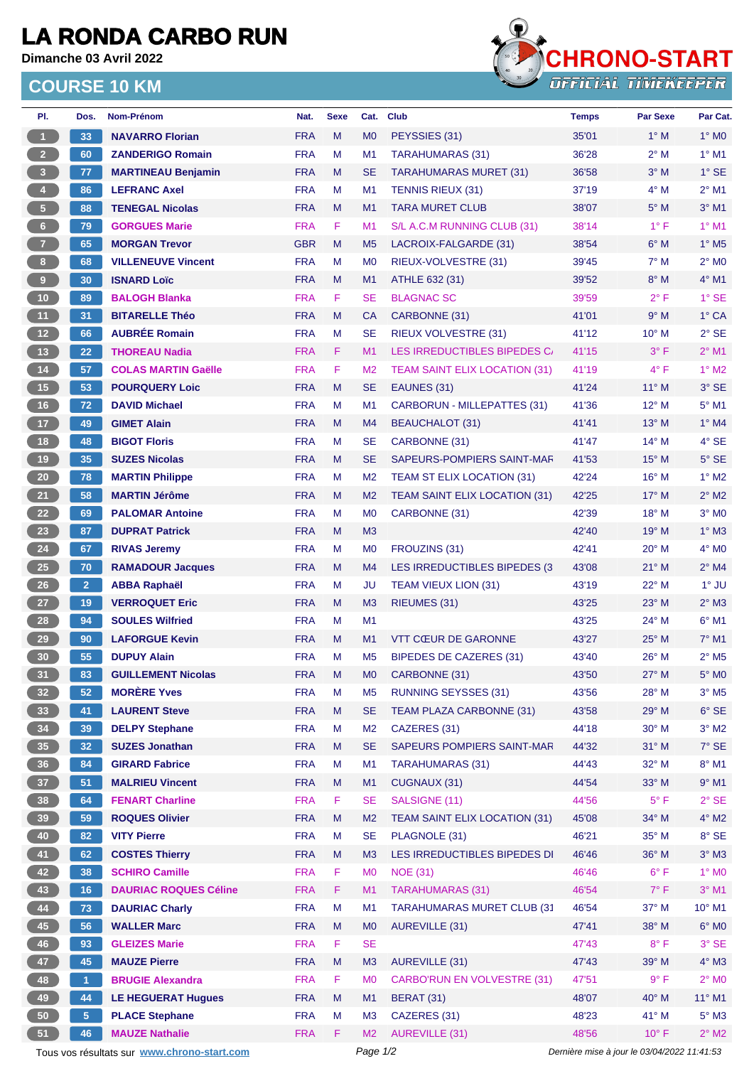# LA RONDA CARBO RUN

**Dimanche 03 Avril 2022**

CHRONO-START
OFFICIAL TIMEKEEPER

## COURSE 10 KM

| Pl. | Dos. | Nom-Prénom | Nat. | Sexe | Cat. | Club | Temps | Par Sexe | Par Cat. |
|---|---|---|---|---|---|---|---|---|---|
| 1 | 33 | NAVARRO Florian | FRA | M | M0 | PEYSSIES (31) | 35'01 | 1° M | 1° M0 |
| 2 | 60 | ZANDERIGO Romain | FRA | M | M1 | TARAHUMARAS (31) | 36'28 | 2° M | 1° M1 |
| 3 | 77 | MARTINEAU Benjamin | FRA | M | SE | TARAHUMARAS MURET (31) | 36'58 | 3° M | 1° SE |
| 4 | 86 | LEFRANC Axel | FRA | M | M1 | TENNIS RIEUX (31) | 37'19 | 4° M | 2° M1 |
| 5 | 88 | TENEGAL Nicolas | FRA | M | M1 | TARA MURET CLUB | 38'07 | 5° M | 3° M1 |
| 6 | 79 | GORGUES Marie | FRA | F | M1 | S/L A.C.M RUNNING CLUB (31) | 38'14 | 1° F | 1° M1 |
| 7 | 65 | MORGAN Trevor | GBR | M | M5 | LACROIX-FALGARDE (31) | 38'54 | 6° M | 1° M5 |
| 8 | 68 | VILLENEUVE Vincent | FRA | M | M0 | RIEUX-VOLVESTRE (31) | 39'45 | 7° M | 2° M0 |
| 9 | 30 | ISNARD Loïc | FRA | M | M1 | ATHLE 632 (31) | 39'52 | 8° M | 4° M1 |
| 10 | 89 | BALOGH Blanka | FRA | F | SE | BLAGNAC SC | 39'59 | 2° F | 1° SE |
| 11 | 31 | BITARELLE Théo | FRA | M | CA | CARBONNE (31) | 41'01 | 9° M | 1° CA |
| 12 | 66 | AUBRÉE Romain | FRA | M | SE | RIEUX VOLVESTRE (31) | 41'12 | 10° M | 2° SE |
| 13 | 22 | THOREAU Nadia | FRA | F | M1 | LES IRREDUCTIBLES BIPEDES C/ | 41'15 | 3° F | 2° M1 |
| 14 | 57 | COLAS MARTIN Gaëlle | FRA | F | M2 | TEAM SAINT ELIX LOCATION (31) | 41'19 | 4° F | 1° M2 |
| 15 | 53 | POURQUERY Loic | FRA | M | SE | EAUNES (31) | 41'24 | 11° M | 3° SE |
| 16 | 72 | DAVID Michael | FRA | M | M1 | CARBORUN - MILLEPATTES (31) | 41'36 | 12° M | 5° M1 |
| 17 | 49 | GIMET Alain | FRA | M | M4 | BEAUCHALOT (31) | 41'41 | 13° M | 1° M4 |
| 18 | 48 | BIGOT Floris | FRA | M | SE | CARBONNE (31) | 41'47 | 14° M | 4° SE |
| 19 | 35 | SUZES Nicolas | FRA | M | SE | SAPEURS-POMPIERS SAINT-MAF | 41'53 | 15° M | 5° SE |
| 20 | 78 | MARTIN Philippe | FRA | M | M2 | TEAM ST ELIX LOCATION (31) | 42'24 | 16° M | 1° M2 |
| 21 | 58 | MARTIN Jérôme | FRA | M | M2 | TEAM SAINT ELIX LOCATION (31) | 42'25 | 17° M | 2° M2 |
| 22 | 69 | PALOMAR Antoine | FRA | M | M0 | CARBONNE (31) | 42'39 | 18° M | 3° M0 |
| 23 | 87 | DUPRAT Patrick | FRA | M | M3 | | 42'40 | 19° M | 1° M3 |
| 24 | 67 | RIVAS Jeremy | FRA | M | M0 | FROUZINS (31) | 42'41 | 20° M | 4° M0 |
| 25 | 70 | RAMADOUR Jacques | FRA | M | M4 | LES IRREDUCTIBLES BIPEDES (3 | 43'08 | 21° M | 2° M4 |
| 26 | 2 | ABBA Raphaël | FRA | M | JU | TEAM VIEUX LION (31) | 43'19 | 22° M | 1° JU |
| 27 | 19 | VERROQUET Eric | FRA | M | M3 | RIEUMES (31) | 43'25 | 23° M | 2° M3 |
| 28 | 94 | SOULES Wilfried | FRA | M | M1 | | 43'25 | 24° M | 6° M1 |
| 29 | 90 | LAFORGUE Kevin | FRA | M | M1 | VTT CŒUR DE GARONNE | 43'27 | 25° M | 7° M1 |
| 30 | 55 | DUPUY Alain | FRA | M | M5 | BIPEDES DE CAZERES (31) | 43'40 | 26° M | 2° M5 |
| 31 | 83 | GUILLEMENT Nicolas | FRA | M | M0 | CARBONNE (31) | 43'50 | 27° M | 5° M0 |
| 32 | 52 | MORÈRE Yves | FRA | M | M5 | RUNNING SEYSSES (31) | 43'56 | 28° M | 3° M5 |
| 33 | 41 | LAURENT Steve | FRA | M | SE | TEAM PLAZA CARBONNE (31) | 43'58 | 29° M | 6° SE |
| 34 | 39 | DELPY Stephane | FRA | M | M2 | CAZERES (31) | 44'18 | 30° M | 3° M2 |
| 35 | 32 | SUZES Jonathan | FRA | M | SE | SAPEURS POMPIERS SAINT-MAF | 44'32 | 31° M | 7° SE |
| 36 | 84 | GIRARD Fabrice | FRA | M | M1 | TARAHUMARAS (31) | 44'43 | 32° M | 8° M1 |
| 37 | 51 | MALRIEU Vincent | FRA | M | M1 | CUGNAUX (31) | 44'54 | 33° M | 9° M1 |
| 38 | 64 | FENART Charline | FRA | F | SE | SALSIGNE (11) | 44'56 | 5° F | 2° SE |
| 39 | 59 | ROQUES Olivier | FRA | M | M2 | TEAM SAINT ELIX LOCATION (31) | 45'08 | 34° M | 4° M2 |
| 40 | 82 | VITY Pierre | FRA | M | SE | PLAGNOLE (31) | 46'21 | 35° M | 8° SE |
| 41 | 62 | COSTES Thierry | FRA | M | M3 | LES IRREDUCTIBLES BIPEDES DI | 46'46 | 36° M | 3° M3 |
| 42 | 38 | SCHIRO Camille | FRA | F | M0 | NOE (31) | 46'46 | 6° F | 1° M0 |
| 43 | 16 | DAURIAC ROQUES Céline | FRA | F | M1 | TARAHUMARAS (31) | 46'54 | 7° F | 3° M1 |
| 44 | 73 | DAURIAC Charly | FRA | M | M1 | TARAHUMARAS MURET CLUB (31 | 46'54 | 37° M | 10° M1 |
| 45 | 56 | WALLER Marc | FRA | M | M0 | AUREVILLE (31) | 47'41 | 38° M | 6° M0 |
| 46 | 93 | GLEIZES Marie | FRA | F | SE | | 47'43 | 8° F | 3° SE |
| 47 | 45 | MAUZE Pierre | FRA | M | M3 | AUREVILLE (31) | 47'43 | 39° M | 4° M3 |
| 48 | 1 | BRUGIE Alexandra | FRA | F | M0 | CARBO'RUN EN VOLVESTRE (31) | 47'51 | 9° F | 2° M0 |
| 49 | 44 | LE HEGUERAT Hugues | FRA | M | M1 | BERAT (31) | 48'07 | 40° M | 11° M1 |
| 50 | 5 | PLACE Stephane | FRA | M | M3 | CAZERES (31) | 48'23 | 41° M | 5° M3 |
| 51 | 46 | MAUZE Nathalie | FRA | F | M2 | AUREVILLE (31) | 48'56 | 10° F | 2° M2 |

Tous vos résultats sur www.chrono-start.com

Dernière mise à jour le 03/04/2022 11:41:53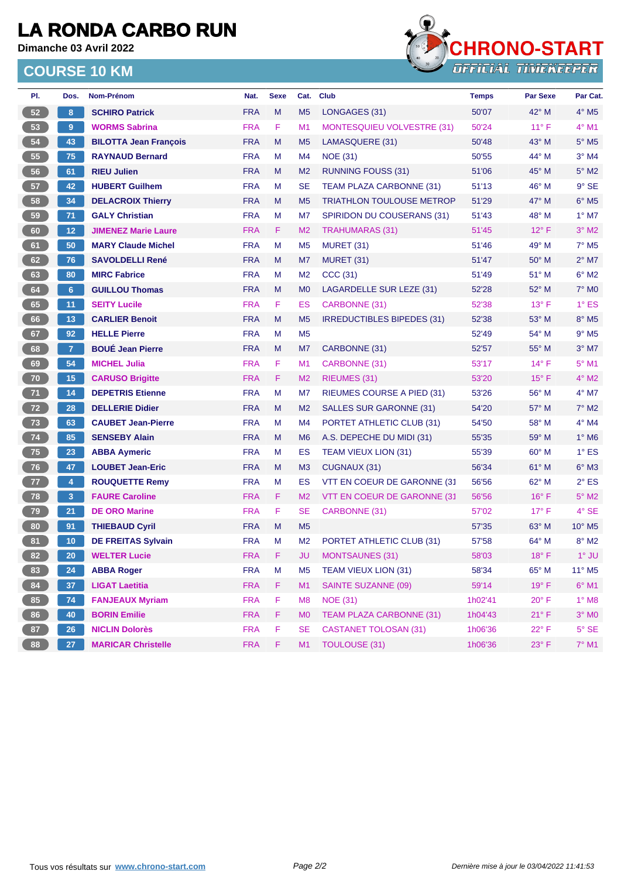# LA RONDA CARBO RUN

**Dimanche 03 Avril 2022**

## COURSE 10 KM

CHRONO-START
OFFICIAL TIMEKEEPER

| Pl. | Dos. | Nom-Prénom | Nat. | Sexe | Cat. | Club | Temps | Par Sexe | Par Cat. |
|---|---|---|---|---|---|---|---|---|---|
| 52 | 8 | SCHIRO Patrick | FRA | M | M5 | LONGAGES (31) | 50'07 | 42° M | 4° M5 |
| 53 | 9 | WORMS Sabrina | FRA | F | M1 | MONTESQUIEU VOLVESTRE (31) | 50'24 | 11° F | 4° M1 |
| 54 | 43 | BILOTTA Jean François | FRA | M | M5 | LAMASQUERE (31) | 50'48 | 43° M | 5° M5 |
| 55 | 75 | RAYNAUD Bernard | FRA | M | M4 | NOE (31) | 50'55 | 44° M | 3° M4 |
| 56 | 61 | RIEU Julien | FRA | M | M2 | RUNNING FOUSS (31) | 51'06 | 45° M | 5° M2 |
| 57 | 42 | HUBERT Guilhem | FRA | M | SE | TEAM PLAZA CARBONNE (31) | 51'13 | 46° M | 9° SE |
| 58 | 34 | DELACROIX Thierry | FRA | M | M5 | TRIATHLON TOULOUSE METROP | 51'29 | 47° M | 6° M5 |
| 59 | 71 | GALY Christian | FRA | M | M7 | SPIRIDON DU COUSERANS (31) | 51'43 | 48° M | 1° M7 |
| 60 | 12 | JIMENEZ Marie Laure | FRA | F | M2 | TRAHUMARAS (31) | 51'45 | 12° F | 3° M2 |
| 61 | 50 | MARY Claude Michel | FRA | M | M5 | MURET (31) | 51'46 | 49° M | 7° M5 |
| 62 | 76 | SAVOLDELLI René | FRA | M | M7 | MURET (31) | 51'47 | 50° M | 2° M7 |
| 63 | 80 | MIRC Fabrice | FRA | M | M2 | CCC (31) | 51'49 | 51° M | 6° M2 |
| 64 | 6 | GUILLOU Thomas | FRA | M | M0 | LAGARDELLE SUR LEZE (31) | 52'28 | 52° M | 7° M0 |
| 65 | 11 | SEITY Lucile | FRA | F | ES | CARBONNE (31) | 52'38 | 13° F | 1° ES |
| 66 | 13 | CARLIER Benoit | FRA | M | M5 | IRREDUCTIBLES BIPEDES (31) | 52'38 | 53° M | 8° M5 |
| 67 | 92 | HELLE Pierre | FRA | M | M5 | | 52'49 | 54° M | 9° M5 |
| 68 | 7 | BOUÉ Jean Pierre | FRA | M | M7 | CARBONNE (31) | 52'57 | 55° M | 3° M7 |
| 69 | 54 | MICHEL Julia | FRA | F | M1 | CARBONNE (31) | 53'17 | 14° F | 5° M1 |
| 70 | 15 | CARUSO Brigitte | FRA | F | M2 | RIEUMES (31) | 53'20 | 15° F | 4° M2 |
| 71 | 14 | DEPETRIS Etienne | FRA | M | M7 | RIEUMES COURSE A PIED (31) | 53'26 | 56° M | 4° M7 |
| 72 | 28 | DELLERIE Didier | FRA | M | M2 | SALLES SUR GARONNE (31) | 54'20 | 57° M | 7° M2 |
| 73 | 63 | CAUBET Jean-Pierre | FRA | M | M4 | PORTET ATHLETIC CLUB (31) | 54'50 | 58° M | 4° M4 |
| 74 | 85 | SENSEBY Alain | FRA | M | M6 | A.S. DEPECHE DU MIDI (31) | 55'35 | 59° M | 1° M6 |
| 75 | 23 | ABBA Aymeric | FRA | M | ES | TEAM VIEUX LION (31) | 55'39 | 60° M | 1° ES |
| 76 | 47 | LOUBET Jean-Eric | FRA | M | M3 | CUGNAUX (31) | 56'34 | 61° M | 6° M3 |
| 77 | 4 | ROUQUETTE Remy | FRA | M | ES | VTT EN COEUR DE GARONNE (31 | 56'56 | 62° M | 2° ES |
| 78 | 3 | FAURE Caroline | FRA | F | M2 | VTT EN COEUR DE GARONNE (31 | 56'56 | 16° F | 5° M2 |
| 79 | 21 | DE ORO Marine | FRA | F | SE | CARBONNE (31) | 57'02 | 17° F | 4° SE |
| 80 | 91 | THIEBAUD Cyril | FRA | M | M5 | | 57'35 | 63° M | 10° M5 |
| 81 | 10 | DE FREITAS Sylvain | FRA | M | M2 | PORTET ATHLETIC CLUB (31) | 57'58 | 64° M | 8° M2 |
| 82 | 20 | WELTER Lucie | FRA | F | JU | MONTSAUNES (31) | 58'03 | 18° F | 1° JU |
| 83 | 24 | ABBA Roger | FRA | M | M5 | TEAM VIEUX LION (31) | 58'34 | 65° M | 11° M5 |
| 84 | 37 | LIGAT Laetitia | FRA | F | M1 | SAINTE SUZANNE (09) | 59'14 | 19° F | 6° M1 |
| 85 | 74 | FANJEAUX Myriam | FRA | F | M8 | NOE (31) | 1h02'41 | 20° F | 1° M8 |
| 86 | 40 | BORIN Emilie | FRA | F | M0 | TEAM PLAZA CARBONNE (31) | 1h04'43 | 21° F | 3° M0 |
| 87 | 26 | NICLIN Dolorès | FRA | F | SE | CASTANET TOLOSAN (31) | 1h06'36 | 22° F | 5° SE |
| 88 | 27 | MARICAR Christelle | FRA | F | M1 | TOULOUSE (31) | 1h06'36 | 23° F | 7° M1 |

Tous vos résultats sur www.chrono-start.com

*Dernière mise à jour le 03/04/2022 11:41:53*